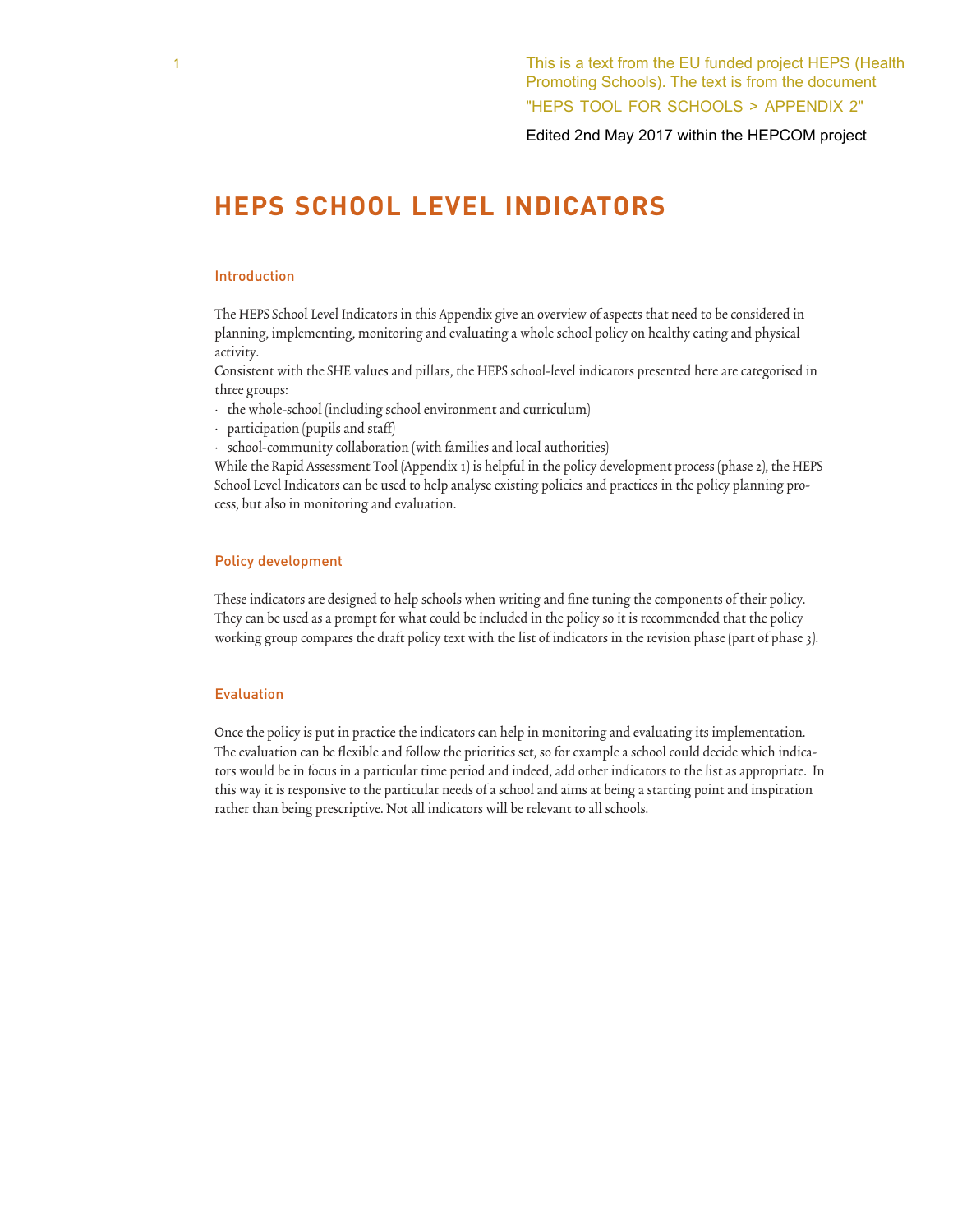This is a text from the EU funded project HEPS (Health Promoting Schools). The text is from the document "HEPS TOOL FOR SCHOOLS > APPENDIX 2"

Edited 2nd May 2017 within the HEPCOM project

# HEPS SCHOOL LEVEL INDICATORS

## Introduction

The HEPS School Level Indicators in this Appendix give an overview of aspects that need to be considered in planning, implementing, monitoring and evaluating a whole school policy on healthy eating and physical activity.

Consistent with the SHE values and pillars, the HEPS school-level indicators presented here are categorised in three groups:

- the whole-school (including school environment and curriculum)
- participation (pupils and staff)
- school-community collaboration (with families and local authorities)

While the Rapid Assessment Tool (Appendix 1) is helpful in the policy development process (phase 2), the HEPS School Level Indicators can be used to help analyse existing policies and practices in the policy planning process, but also in monitoring and evaluation.

## Policy development

These indicators are designed to help schools when writing and fine tuning the components of their policy. They can be used as a prompt for what could be included in the policy so it is recommended that the policy working group compares the draft policy text with the list of indicators in the revision phase (part of phase 3).

## Evaluation

Once the policy is put in practice the indicators can help in monitoring and evaluating its implementation. The evaluation can be flexible and follow the priorities set, so for example a school could decide which indicators would be in focus in a particular time period and indeed, add other indicators to the list as appropriate. In this way it is responsive to the particular needs of a school and aims at being a starting point and inspiration rather than being prescriptive. Not all indicators will be relevant to all schools.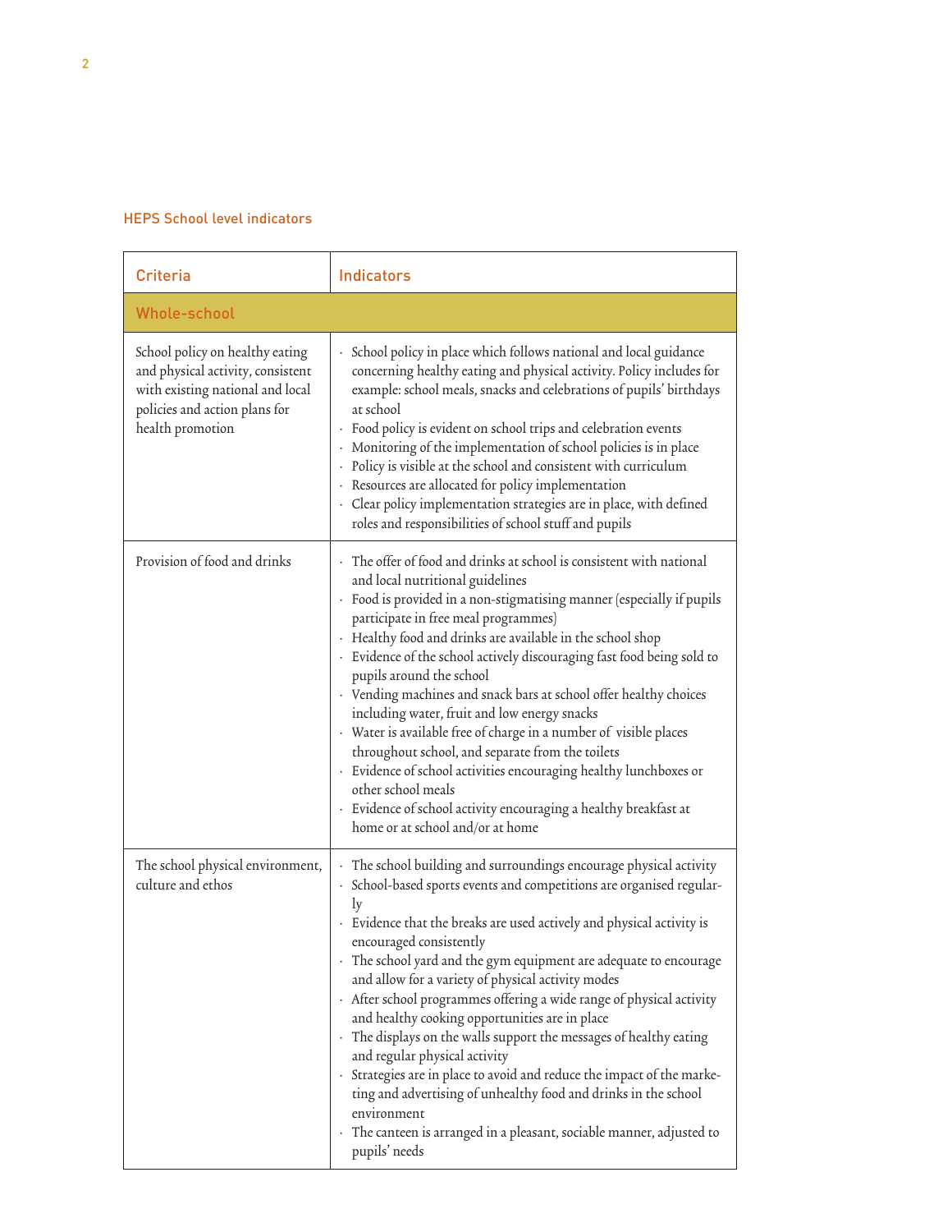## HEPS School level indicators

| Criteria | Indicators |
|---|---|
| **Whole-school** | |
| School policy on healthy eating and physical activity, consistent with existing national and local policies and action plans for health promotion | · School policy in place which follows national and local guidance concerning healthy eating and physical activity. Policy includes for example: school meals, snacks and celebrations of pupils' birthdays at school<br>· Food policy is evident on school trips and celebration events<br>· Monitoring of the implementation of school policies is in place<br>· Policy is visible at the school and consistent with curriculum<br>· Resources are allocated for policy implementation<br>· Clear policy implementation strategies are in place, with defined roles and responsibilities of school stuff and pupils |
| Provision of food and drinks | · The offer of food and drinks at school is consistent with national and local nutritional guidelines<br>· Food is provided in a non-stigmatising manner (especially if pupils participate in free meal programmes)<br>· Healthy food and drinks are available in the school shop<br>· Evidence of the school actively discouraging fast food being sold to pupils around the school<br>· Vending machines and snack bars at school offer healthy choices including water, fruit and low energy snacks<br>· Water is available free of charge in a number of visible places throughout school, and separate from the toilets<br>· Evidence of school activities encouraging healthy lunchboxes or other school meals<br>· Evidence of school activity encouraging a healthy breakfast at home or at school and/or at home |
| The school physical environment, culture and ethos | · The school building and surroundings encourage physical activity<br>· School-based sports events and competitions are organised regularly<br>· Evidence that the breaks are used actively and physical activity is encouraged consistently<br>· The school yard and the gym equipment are adequate to encourage and allow for a variety of physical activity modes<br>· After school programmes offering a wide range of physical activity and healthy cooking opportunities are in place<br>· The displays on the walls support the messages of healthy eating and regular physical activity<br>· Strategies are in place to avoid and reduce the impact of the marketing and advertising of unhealthy food and drinks in the school environment<br>· The canteen is arranged in a pleasant, sociable manner, adjusted to pupils' needs |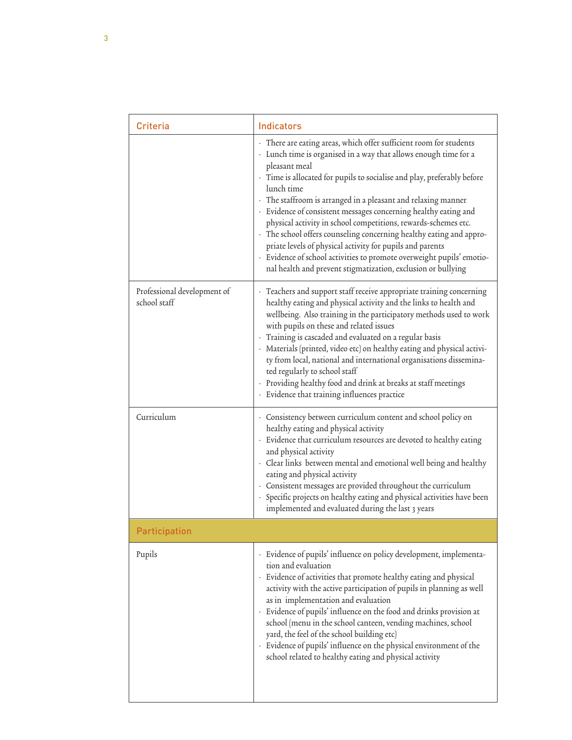| Criteria | Indicators |
| --- | --- |
| | · There are eating areas, which offer sufficient room for students<br>· Lunch time is organised in a way that allows enough time for a pleasant meal<br>· Time is allocated for pupils to socialise and play, preferably before lunch time<br>· The staffroom is arranged in a pleasant and relaxing manner<br>· Evidence of consistent messages concerning healthy eating and physical activity in school competitions, rewards-schemes etc.<br>· The school offers counseling concerning healthy eating and appropriate levels of physical activity for pupils and parents<br>· Evidence of school activities to promote overweight pupils' emotional health and prevent stigmatization, exclusion or bullying |
| Professional development of school staff | · Teachers and support staff receive appropriate training concerning healthy eating and physical activity and the links to health and wellbeing. Also training in the participatory methods used to work with pupils on these and related issues<br>· Training is cascaded and evaluated on a regular basis<br>· Materials (printed, video etc) on healthy eating and physical activity from local, national and international organisations disseminated regularly to school staff<br>· Providing healthy food and drink at breaks at staff meetings<br>· Evidence that training influences practice |
| Curriculum | · Consistency between curriculum content and school policy on healthy eating and physical activity<br>· Evidence that curriculum resources are devoted to healthy eating and physical activity<br>· Clear links between mental and emotional well being and healthy eating and physical activity<br>· Consistent messages are provided throughout the curriculum<br>· Specific projects on healthy eating and physical activities have been implemented and evaluated during the last 3 years |
| **Participation** | |
| Pupils | · Evidence of pupils' influence on policy development, implementation and evaluation<br>· Evidence of activities that promote healthy eating and physical activity with the active participation of pupils in planning as well as in implementation and evaluation<br>· Evidence of pupils' influence on the food and drinks provision at school (menu in the school canteen, vending machines, school yard, the feel of the school building etc)<br>· Evidence of pupils' influence on the physical environment of the school related to healthy eating and physical activity |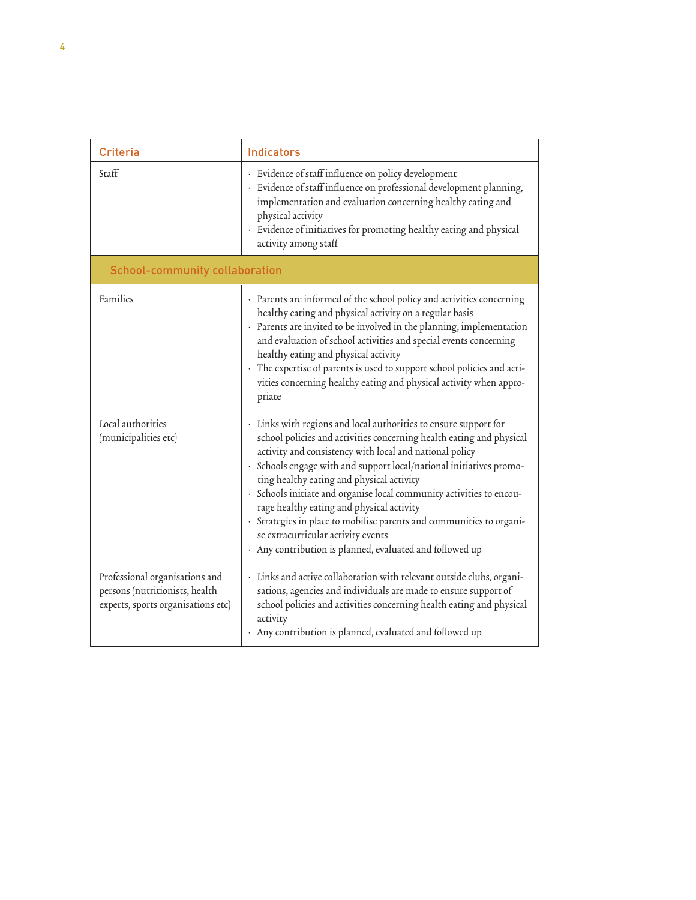| Criteria | Indicators |
| --- | --- |
| Staff | · Evidence of staff influence on policy development<br>· Evidence of staff influence on professional development planning, implementation and evaluation concerning healthy eating and physical activity<br>· Evidence of initiatives for promoting healthy eating and physical activity among staff |
| **School-community collaboration** | |
| Families | · Parents are informed of the school policy and activities concerning healthy eating and physical activity on a regular basis<br>· Parents are invited to be involved in the planning, implementation and evaluation of school activities and special events concerning healthy eating and physical activity<br>· The expertise of parents is used to support school policies and activities concerning healthy eating and physical activity when appropriate |
| Local authorities (municipalities etc) | · Links with regions and local authorities to ensure support for school policies and activities concerning health eating and physical activity and consistency with local and national policy<br>· Schools engage with and support local/national initiatives promoting healthy eating and physical activity<br>· Schools initiate and organise local community activities to encourage healthy eating and physical activity<br>· Strategies in place to mobilise parents and communities to organise extracurricular activity events<br>· Any contribution is planned, evaluated and followed up |
| Professional organisations and persons (nutritionists, health experts, sports organisations etc) | · Links and active collaboration with relevant outside clubs, organisations, agencies and individuals are made to ensure support of school policies and activities concerning health eating and physical activity<br>· Any contribution is planned, evaluated and followed up |